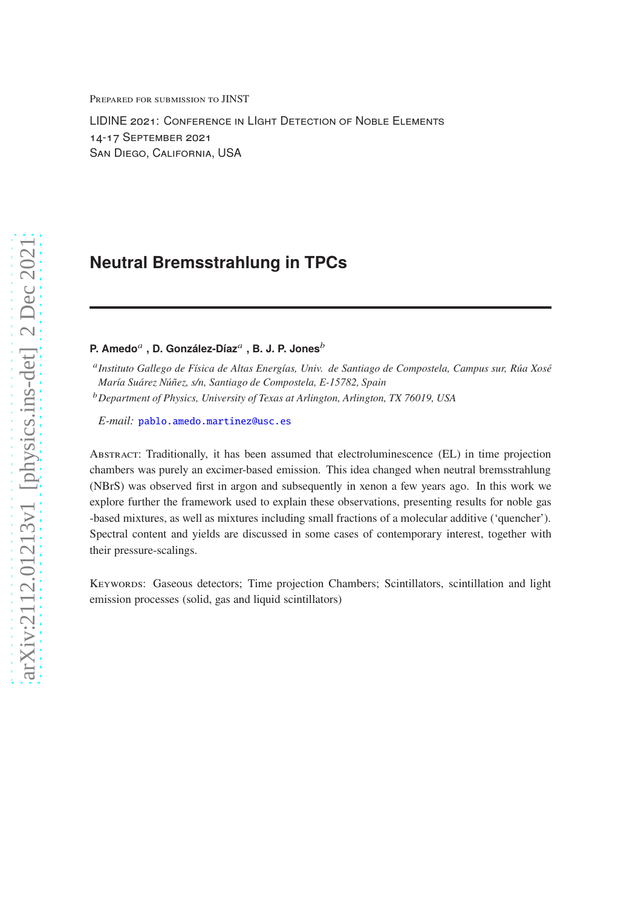Prepared for submission to JINST

LIDINE 2021: Conference in LIght Detection of Noble Elements
14-17 September 2021
San Diego, California, USA

# Neutral Bremsstrahlung in TPCs

**P. Amedo**[a] **, D. González-Díaz**[a] **, B. J. P. Jones**[b]

[a] *Instituto Gallego de Física de Altas Energías, Univ. de Santiago de Compostela, Campus sur, Rúa Xosé María Suárez Núñez, s/n, Santiago de Compostela, E-15782, Spain*

[b] *Department of Physics, University of Texas at Arlington, Arlington, TX 76019, USA*

*E-mail:* pablo.amedo.martinez@usc.es

Abstract: Traditionally, it has been assumed that electroluminescence (EL) in time projection chambers was purely an excimer-based emission. This idea changed when neutral bremsstrahlung (NBrS) was observed first in argon and subsequently in xenon a few years ago. In this work we explore further the framework used to explain these observations, presenting results for noble gas -based mixtures, as well as mixtures including small fractions of a molecular additive ('quencher'). Spectral content and yields are discussed in some cases of contemporary interest, together with their pressure-scalings.

Keywords: Gaseous detectors; Time projection Chambers; Scintillators, scintillation and light emission processes (solid, gas and liquid scintillators)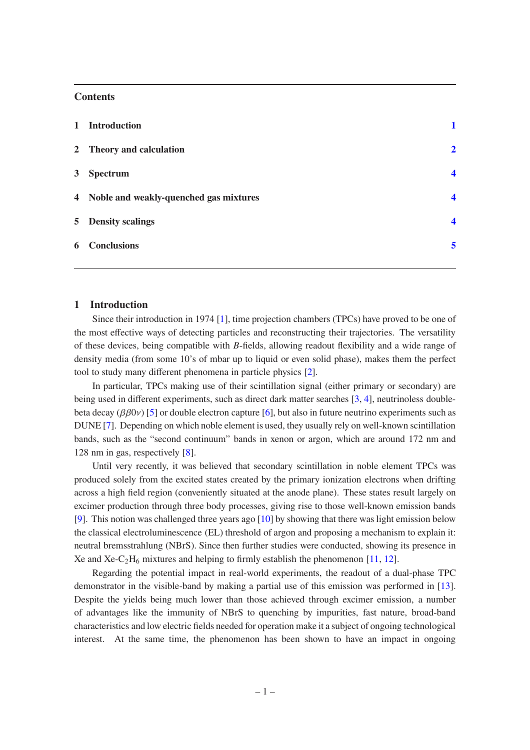## Contents

| | | |
|---|---|---|
| 1 | Introduction | 1 |
| 2 | Theory and calculation | 2 |
| 3 | Spectrum | 4 |
| 4 | Noble and weakly-quenched gas mixtures | 4 |
| 5 | Density scalings | 4 |
| 6 | Conclusions | 5 |

## 1 Introduction

Since their introduction in 1974 [1], time projection chambers (TPCs) have proved to be one of the most effective ways of detecting particles and reconstructing their trajectories. The versatility of these devices, being compatible with $B$-fields, allowing readout flexibility and a wide range of density media (from some 10's of mbar up to liquid or even solid phase), makes them the perfect tool to study many different phenomena in particle physics [2].

In particular, TPCs making use of their scintillation signal (either primary or secondary) are being used in different experiments, such as direct dark matter searches [3, 4], neutrinoless double-beta decay ($\beta\beta0\nu$) [5] or double electron capture [6], but also in future neutrino experiments such as DUNE [7]. Depending on which noble element is used, they usually rely on well-known scintillation bands, such as the "second continuum" bands in xenon or argon, which are around 172 nm and 128 nm in gas, respectively [8].

Until very recently, it was believed that secondary scintillation in noble element TPCs was produced solely from the excited states created by the primary ionization electrons when drifting across a high field region (conveniently situated at the anode plane). These states result largely on excimer production through three body processes, giving rise to those well-known emission bands [9]. This notion was challenged three years ago [10] by showing that there was light emission below the classical electroluminescence (EL) threshold of argon and proposing a mechanism to explain it: neutral bremsstrahlung (NBrS). Since then further studies were conducted, showing its presence in Xe and Xe-$C_2H_6$ mixtures and helping to firmly establish the phenomenon [11, 12].

Regarding the potential impact in real-world experiments, the readout of a dual-phase TPC demonstrator in the visible-band by making a partial use of this emission was performed in [13]. Despite the yields being much lower than those achieved through excimer emission, a number of advantages like the immunity of NBrS to quenching by impurities, fast nature, broad-band characteristics and low electric fields needed for operation make it a subject of ongoing technological interest. At the same time, the phenomenon has been shown to have an impact in ongoing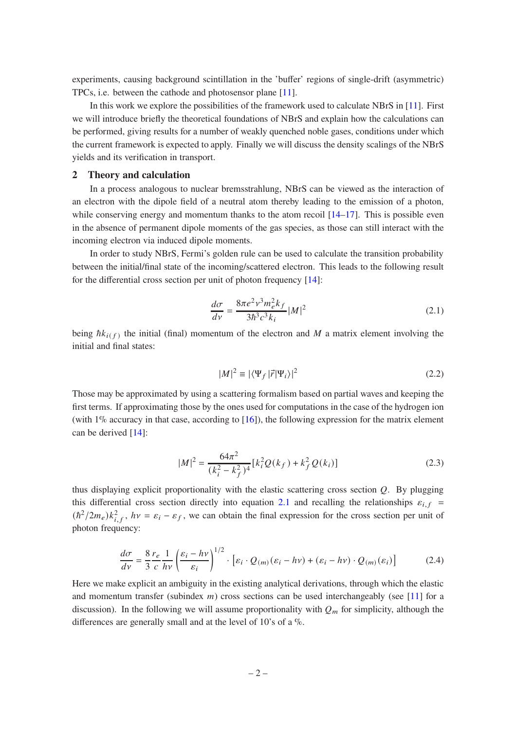experiments, causing background scintillation in the 'buffer' regions of single-drift (asymmetric) TPCs, i.e. between the cathode and photosensor plane [11].

In this work we explore the possibilities of the framework used to calculate NBrS in [11]. First we will introduce briefly the theoretical foundations of NBrS and explain how the calculations can be performed, giving results for a number of weakly quenched noble gases, conditions under which the current framework is expected to apply. Finally we will discuss the density scalings of the NBrS yields and its verification in transport.

## 2 Theory and calculation

In a process analogous to nuclear bremsstrahlung, NBrS can be viewed as the interaction of an electron with the dipole field of a neutral atom thereby leading to the emission of a photon, while conserving energy and momentum thanks to the atom recoil [14–17]. This is possible even in the absence of permanent dipole moments of the gas species, as those can still interact with the incoming electron via induced dipole moments.

In order to study NBrS, Fermi's golden rule can be used to calculate the transition probability between the initial/final state of the incoming/scattered electron. This leads to the following result for the differential cross section per unit of photon frequency [14]:

$$\frac{d\sigma}{d\nu} = \frac{8\pi e^2 \nu^3 m_e^2 k_f}{3\hbar^3 c^3 k_i} |M|^2 \tag{2.1}$$

being $\hbar k_{i(f)}$ the initial (final) momentum of the electron and $M$ a matrix element involving the initial and final states:

$$|M|^2 \equiv |\langle \Psi_f | \vec{r} | \Psi_i \rangle|^2 \tag{2.2}$$

Those may be approximated by using a scattering formalism based on partial waves and keeping the first terms. If approximating those by the ones used for computations in the case of the hydrogen ion (with 1% accuracy in that case, according to [16]), the following expression for the matrix element can be derived [14]:

$$|M|^2 = \frac{64\pi^2}{(k_i^2 - k_f^2)^4} [k_i^2 Q(k_f) + k_f^2 Q(k_i)] \tag{2.3}$$

thus displaying explicit proportionality with the elastic scattering cross section $Q$. By plugging this differential cross section directly into equation 2.1 and recalling the relationships $\varepsilon_{i,f} = (\hbar^2/2m_e)k_{i,f}^2$, $h\nu = \varepsilon_i - \varepsilon_f$, we can obtain the final expression for the cross section per unit of photon frequency:

$$\frac{d\sigma}{d\nu} = \frac{8}{3}\frac{r_e}{c}\frac{1}{h\nu}\left(\frac{\varepsilon_i - h\nu}{\varepsilon_i}\right)^{1/2} \cdot \left[\varepsilon_i \cdot Q_{(m)}(\varepsilon_i - h\nu) + (\varepsilon_i - h\nu) \cdot Q_{(m)}(\varepsilon_i)\right] \tag{2.4}$$

Here we make explicit an ambiguity in the existing analytical derivations, through which the elastic and momentum transfer (subindex $m$) cross sections can be used interchangeably (see [11] for a discussion). In the following we will assume proportionality with $Q_m$ for simplicity, although the differences are generally small and at the level of 10's of a %.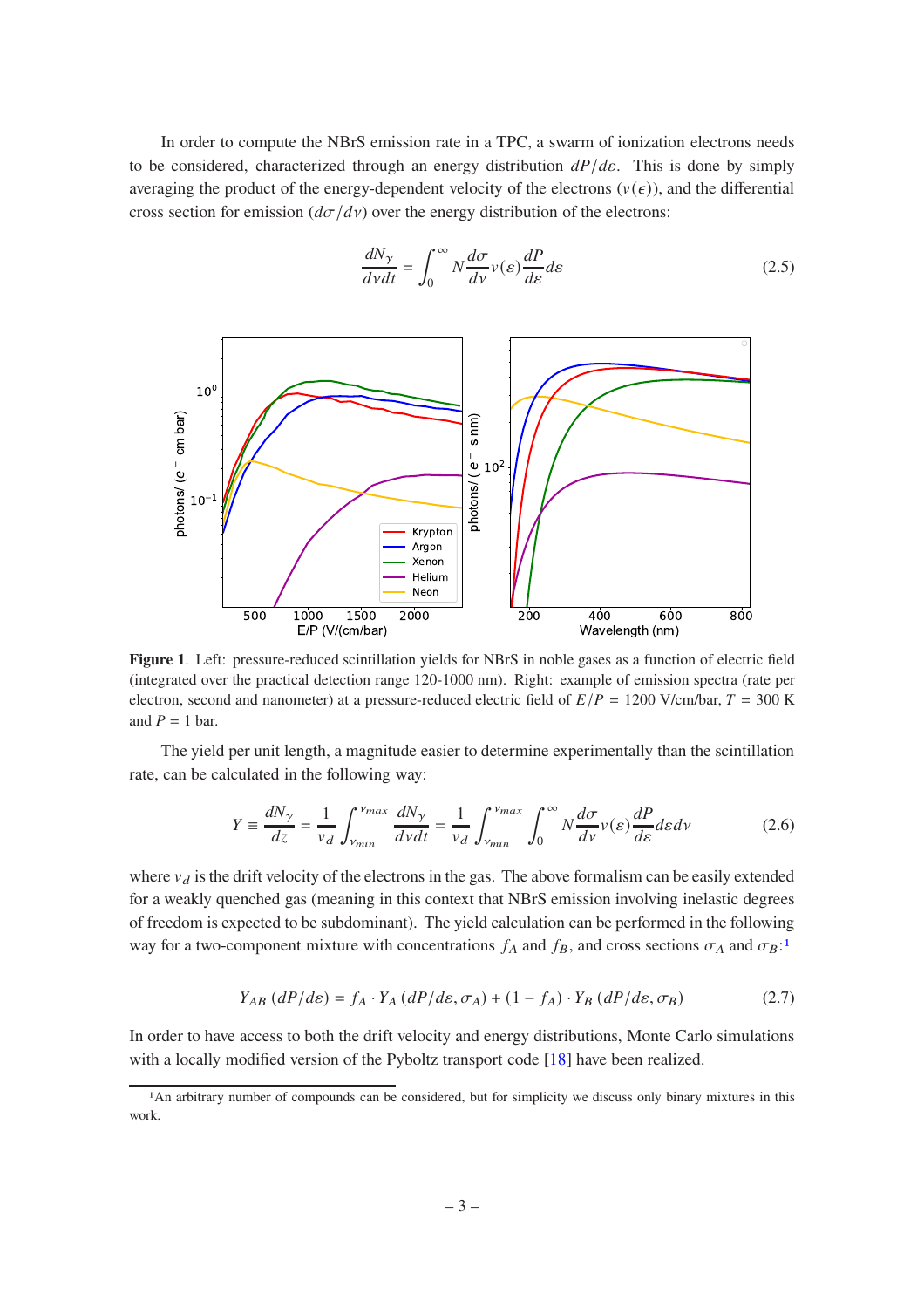In order to compute the NBrS emission rate in a TPC, a swarm of ionization electrons needs to be considered, characterized through an energy distribution $dP/d\varepsilon$. This is done by simply averaging the product of the energy-dependent velocity of the electrons ($v(\epsilon)$), and the differential cross section for emission ($d\sigma/d\nu$) over the energy distribution of the electrons:

$$\frac{dN_\gamma}{d\nu dt} = \int_0^\infty N \frac{d\sigma}{d\nu} v(\varepsilon) \frac{dP}{d\varepsilon} d\varepsilon \tag{2.5}$$

photons/ (e⁻ cm bar)
10⁰
10⁻¹
500 1000 1500 2000
E/P (V/(cm/bar)
Krypton
Argon
Xenon
Helium
Neon

photons/ (e⁻ s nm)
10²
200 400 600 800
Wavelength (nm)

**Figure 1**. Left: pressure-reduced scintillation yields for NBrS in noble gases as a function of electric field (integrated over the practical detection range 120-1000 nm). Right: example of emission spectra (rate per electron, second and nanometer) at a pressure-reduced electric field of $E/P = 1200$ V/cm/bar, $T = 300$ K and $P = 1$ bar.

The yield per unit length, a magnitude easier to determine experimentally than the scintillation rate, can be calculated in the following way:

$$Y \equiv \frac{dN_\gamma}{dz} = \frac{1}{v_d} \int_{\nu_{min}}^{\nu_{max}} \frac{dN_\gamma}{d\nu dt} = \frac{1}{v_d} \int_{\nu_{min}}^{\nu_{max}} \int_0^\infty N \frac{d\sigma}{d\nu} v(\varepsilon) \frac{dP}{d\varepsilon} d\varepsilon d\nu \tag{2.6}$$

where $v_d$ is the drift velocity of the electrons in the gas. The above formalism can be easily extended for a weakly quenched gas (meaning in this context that NBrS emission involving inelastic degrees of freedom is expected to be subdominant). The yield calculation can be performed in the following way for a two-component mixture with concentrations $f_A$ and $f_B$, and cross sections $\sigma_A$ and $\sigma_B$:[1]

$$Y_{AB}\left(dP/d\varepsilon\right) = f_A \cdot Y_A\left(dP/d\varepsilon, \sigma_A\right) + (1 - f_A) \cdot Y_B\left(dP/d\varepsilon, \sigma_B\right) \tag{2.7}$$

In order to have access to both the drift velocity and energy distributions, Monte Carlo simulations with a locally modified version of the Pyboltz transport code [18] have been realized.

[1] An arbitrary number of compounds can be considered, but for simplicity we discuss only binary mixtures in this work.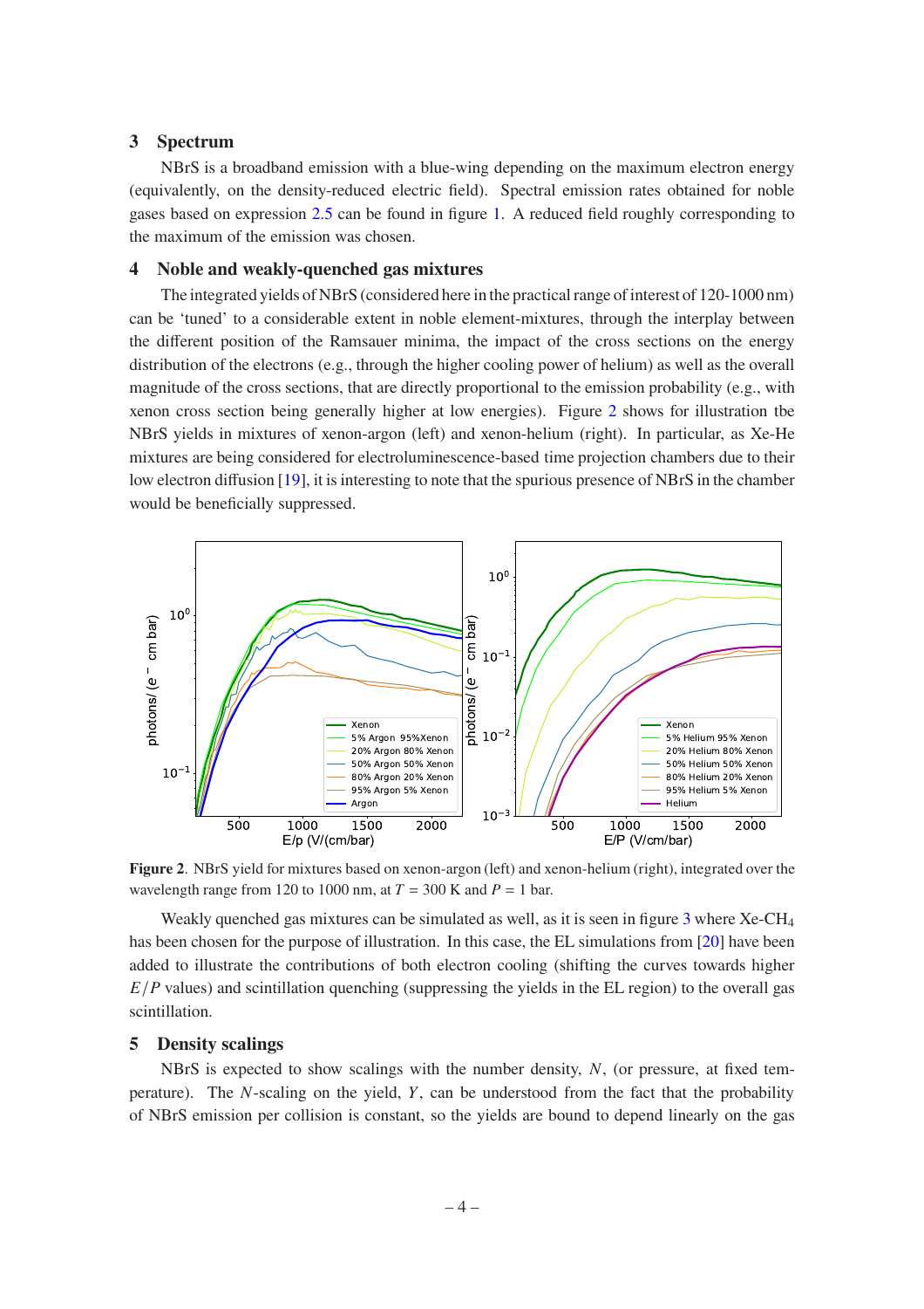## 3 Spectrum

NBrS is a broadband emission with a blue-wing depending on the maximum electron energy (equivalently, on the density-reduced electric field). Spectral emission rates obtained for noble gases based on expression 2.5 can be found in figure 1. A reduced field roughly corresponding to the maximum of the emission was chosen.

## 4 Noble and weakly-quenched gas mixtures

The integrated yields of NBrS (considered here in the practical range of interest of 120-1000 nm) can be 'tuned' to a considerable extent in noble element-mixtures, through the interplay between the different position of the Ramsauer minima, the impact of the cross sections on the energy distribution of the electrons (e.g., through the higher cooling power of helium) as well as the overall magnitude of the cross sections, that are directly proportional to the emission probability (e.g., with xenon cross section being generally higher at low energies). Figure 2 shows for illustration tbe NBrS yields in mixtures of xenon-argon (left) and xenon-helium (right). In particular, as Xe-He mixtures are being considered for electroluminescence-based time projection chambers due to their low electron diffusion [19], it is interesting to note that the spurious presence of NBrS in the chamber would be beneficially suppressed.

photons/(e⁻ cm bar)
10⁰
10⁻¹
500 1000 1500 2000
E/p (V/(cm/bar)
Xenon
5% Argon 95%Xenon
20% Argon 80% Xenon
50% Argon 50% Xenon
80% Argon 20% Xenon
95% Argon 5% Xenon
Argon

photons/(e⁻ cm bar)
10⁰
10⁻¹
10⁻²
10⁻³
500 1000 1500 2000
E/P (V/cm/bar)
Xenon
5% Helium 95% Xenon
20% Helium 80% Xenon
50% Helium 50% Xenon
80% Helium 20% Xenon
95% Helium 5% Xenon
Helium

**Figure 2**. NBrS yield for mixtures based on xenon-argon (left) and xenon-helium (right), integrated over the wavelength range from 120 to 1000 nm, at $T = 300$ K and $P = 1$ bar.

Weakly quenched gas mixtures can be simulated as well, as it is seen in figure 3 where Xe-$CH_4$ has been chosen for the purpose of illustration. In this case, the EL simulations from [20] have been added to illustrate the contributions of both electron cooling (shifting the curves towards higher $E/P$ values) and scintillation quenching (suppressing the yields in the EL region) to the overall gas scintillation.

## 5 Density scalings

NBrS is expected to show scalings with the number density, $N$, (or pressure, at fixed temperature). The $N$-scaling on the yield, $Y$, can be understood from the fact that the probability of NBrS emission per collision is constant, so the yields are bound to depend linearly on the gas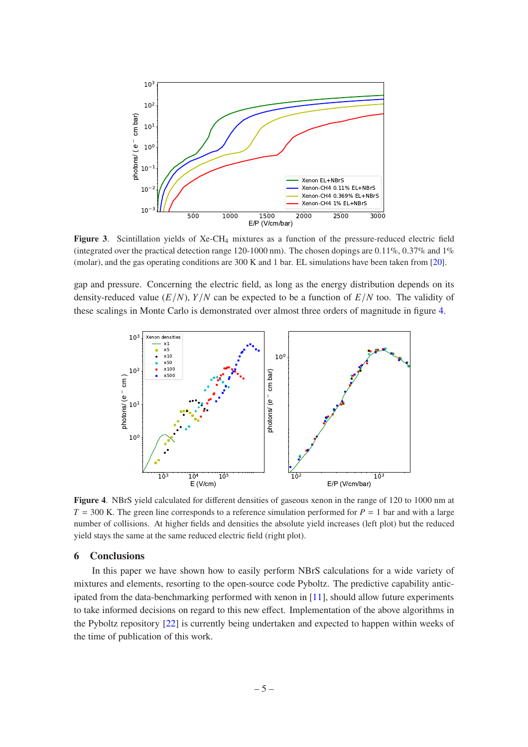$10^3$
$10^2$
$10^1$
$10^0$
$10^{-1}$
$10^{-2}$
$10^{-3}$
photons/ ( e⁻ cm bar)
500
1000
1500
2000
2500
3000
E/P (V/cm/bar)
Xenon EL+NBrS
Xenon-CH4 0.11% EL+NBrS
Xenon-CH4 0.369% EL+NBrS
Xenon-CH4 1% EL+NBrS

**Figure 3**. Scintillation yields of Xe-$CH_4$ mixtures as a function of the pressure-reduced electric field (integrated over the practical detection range 120-1000 nm). The chosen dopings are 0.11%, 0.37% and 1% (molar), and the gas operating conditions are 300 K and 1 bar. EL simulations have been taken from [20].

gap and pressure. Concerning the electric field, as long as the energy distribution depends on its density-reduced value ($E/N$), $Y/N$ can be expected to be a function of $E/N$ too. The validity of these scalings in Monte Carlo is demonstrated over almost three orders of magnitude in figure 4.

$10^3$
$10^2$
$10^1$
$10^0$
photons/ (e⁻ cm)
Xenon densities
x1
x5
x10
x50
x100
x500
$10^3$
$10^4$
$10^5$
E (V/cm)

$10^0$
photons/ (e⁻ cm bar)
$10^2$
$10^3$
E/P (V/cm/bar)

**Figure 4**. NBrS yield calculated for different densities of gaseous xenon in the range of 120 to 1000 nm at $T$ = 300 K. The green line corresponds to a reference simulation performed for $P$ = 1 bar and with a large number of collisions. At higher fields and densities the absolute yield increases (left plot) but the reduced yield stays the same at the same reduced electric field (right plot).

## 6 Conclusions

In this paper we have shown how to easily perform NBrS calculations for a wide variety of mixtures and elements, resorting to the open-source code Pyboltz. The predictive capability anticipated from the data-benchmarking performed with xenon in [11], should allow future experiments to take informed decisions on regard to this new effect. Implementation of the above algorithms in the Pyboltz repository [22] is currently being undertaken and expected to happen within weeks of the time of publication of this work.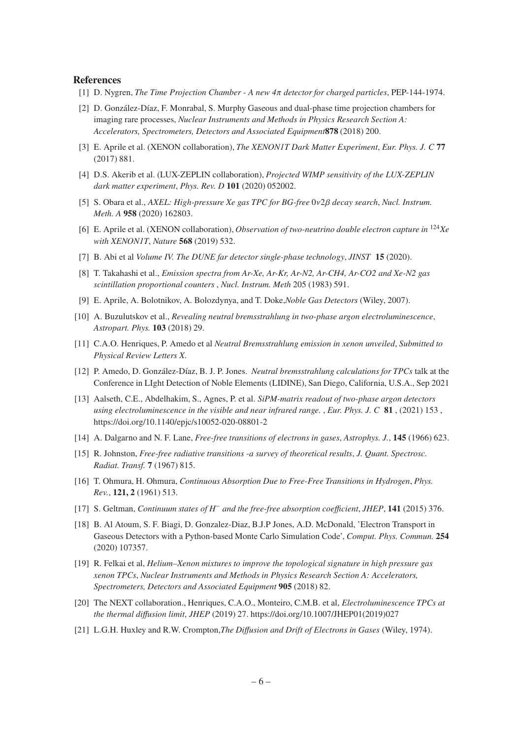## References

[1] D. Nygren, *The Time Projection Chamber - A new 4π detector for charged particles*, PEP-144-1974.

[2] D. González-Díaz, F. Monrabal, S. Murphy Gaseous and dual-phase time projection chambers for imaging rare processes, *Nuclear Instruments and Methods in Physics Research Section A: Accelerators, Spectrometers, Detectors and Associated Equipment* **878** (2018) 200.

[3] E. Aprile et al. (XENON collaboration), *The XENON1T Dark Matter Experiment*, *Eur. Phys. J. C* **77** (2017) 881.

[4] D.S. Akerib et al. (LUX-ZEPLIN collaboration), *Projected WIMP sensitivity of the LUX-ZEPLIN dark matter experiment*, *Phys. Rev. D* **101** (2020) 052002.

[5] S. Obara et al., *AXEL: High-pressure Xe gas TPC for BG-free $0\nu2\beta$ decay search*, *Nucl. Instrum. Meth. A* **958** (2020) 162803.

[6] E. Aprile et al. (XENON collaboration), *Observation of two-neutrino double electron capture in $^{124}$Xe with XENON1T*, *Nature* **568** (2019) 532.

[7] B. Abi et al *Volume IV. The DUNE far detector single-phase technology*, *JINST* **15** (2020).

[8] T. Takahashi et al., *Emission spectra from Ar-Xe, Ar-Kr, Ar-N2, Ar-CH4, Ar-CO2 and Xe-N2 gas scintillation proportional counters* , *Nucl. Instrum. Meth* 205 (1983) 591.

[9] E. Aprile, A. Bolotnikov, A. Bolozdynya, and T. Doke,*Noble Gas Detectors* (Wiley, 2007).

[10] A. Buzulutskov et al., *Revealing neutral bremsstrahlung in two-phase argon electroluminescence*, *Astropart. Phys.* **103** (2018) 29.

[11] C.A.O. Henriques, P. Amedo et al *Neutral Bremsstrahlung emission in xenon unveiled*, *Submitted to Physical Review Letters X*.

[12] P. Amedo, D. González-Díaz, B. J. P. Jones. *Neutral bremsstrahlung calculations for TPCs* talk at the Conference in LIght Detection of Noble Elements (LIDINE), San Diego, California, U.S.A., Sep 2021

[13] Aalseth, C.E., Abdelhakim, S., Agnes, P. et al. *SiPM-matrix readout of two-phase argon detectors using electroluminescence in the visible and near infrared range.* , *Eur. Phys. J. C* **81** , (2021) 153 , https://doi.org/10.1140/epjc/s10052-020-08801-2

[14] A. Dalgarno and N. F. Lane, *Free-free transitions of electrons in gases*, *Astrophys. J.*, **145** (1966) 623.

[15] R. Johnston, *Free-free radiative transitions -a survey of theoretical results*, *J. Quant. Spectrosc. Radiat. Transf.* **7** (1967) 815.

[16] T. Ohmura, H. Ohmura, *Continuous Absorption Due to Free-Free Transitions in Hydrogen*, *Phys. Rev.*, **121, 2** (1961) 513.

[17] S. Geltman, *Continuum states of $H^-$ and the free-free absorption coefficient*, *JHEP*, **141** (2015) 376.

[18] B. Al Atoum, S. F. Biagi, D. Gonzalez-Diaz, B.J.P Jones, A.D. McDonald, 'Electron Transport in Gaseous Detectors with a Python-based Monte Carlo Simulation Code', *Comput. Phys. Commun.* **254** (2020) 107357.

[19] R. Felkai et al, *Helium–Xenon mixtures to improve the topological signature in high pressure gas xenon TPCs*, *Nuclear Instruments and Methods in Physics Research Section A: Accelerators, Spectrometers, Detectors and Associated Equipment* **905** (2018) 82.

[20] The NEXT collaboration., Henriques, C.A.O., Monteiro, C.M.B. et al, *Electroluminescence TPCs at the thermal diffusion limit*, *JHEP* (2019) 27. https://doi.org/10.1007/JHEP01(2019)027

[21] L.G.H. Huxley and R.W. Crompton,*The Diffusion and Drift of Electrons in Gases* (Wiley, 1974).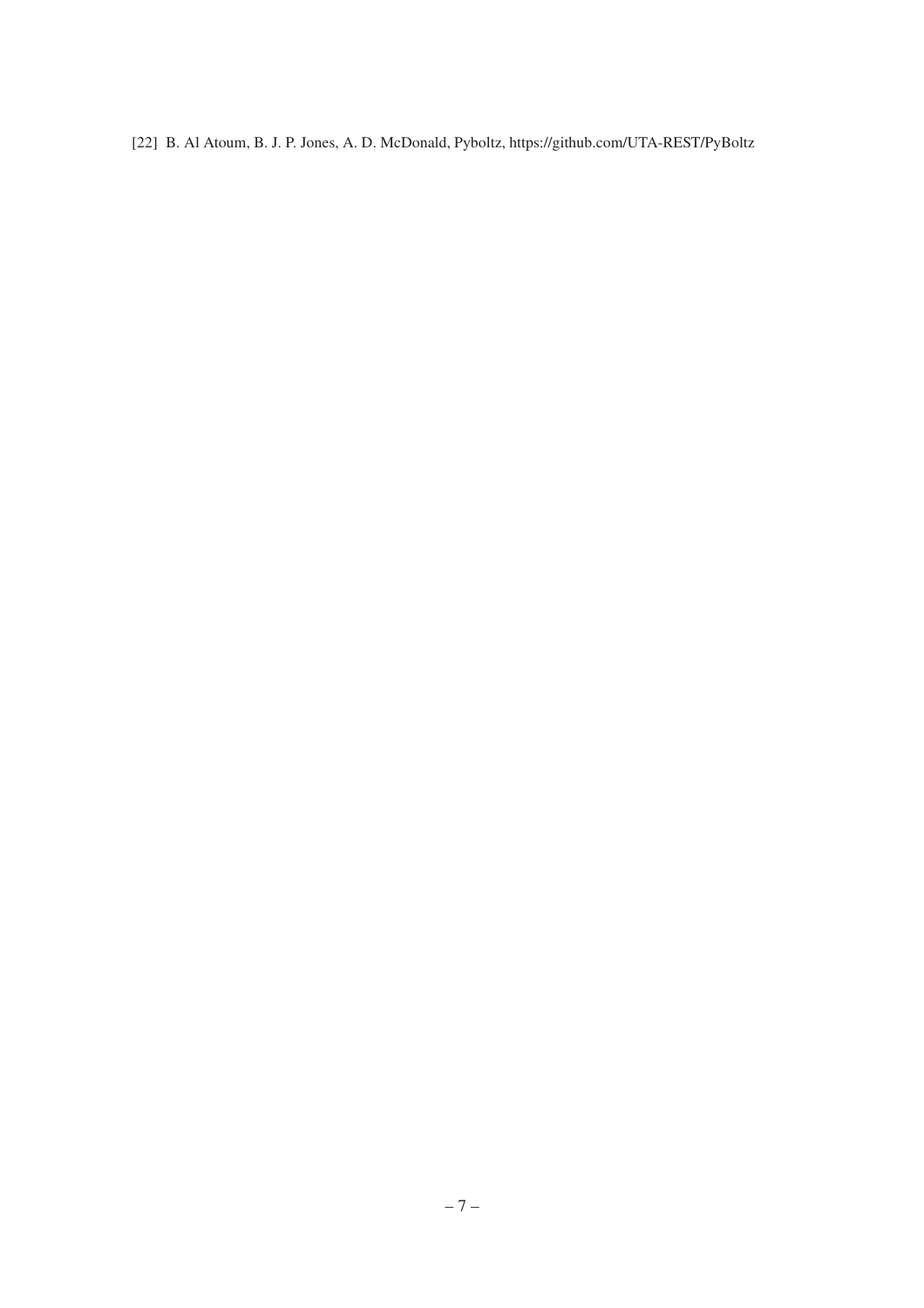[22] B. Al Atoum, B. J. P. Jones, A. D. McDonald, Pyboltz, https://github.com/UTA-REST/PyBoltz